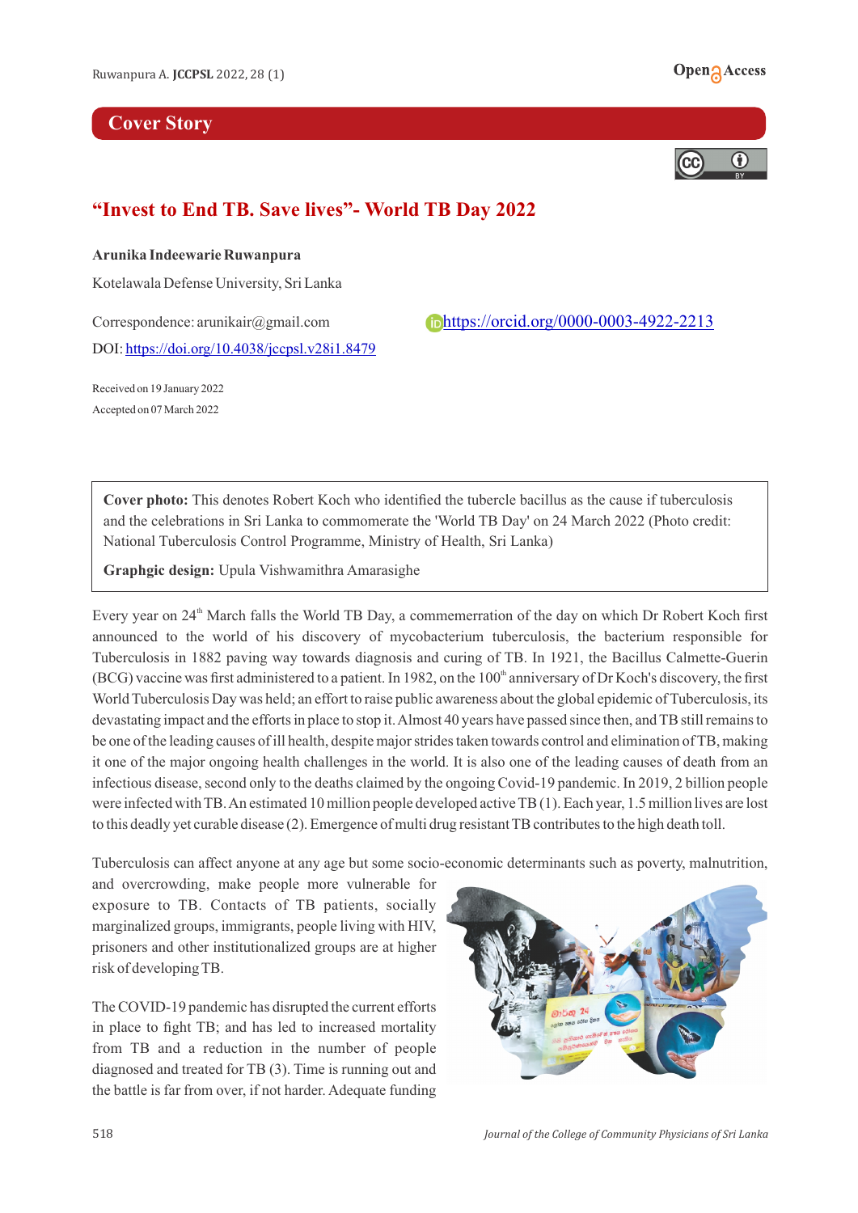## Cover Story

# "Invest to End TB. Save lives"- World TB Day 2022

**Arunika Indeewarie Ruwanpura**

Kotelawala Defense University, Sri Lanka

Correspondence: arunikair@gmail.com

https://orcid.org/0000-0003-4922-2213

DOI: https://doi.org/10.4038/jccpsl.v28i1.8479

Received on 19 January 2022

Accepted on 07 March 2022

**Cover photo:** This denotes Robert Koch who identified the tubercle bacillus as the cause if tuberculosis and the celebrations in Sri Lanka to commomerate the 'World TB Day' on 24 March 2022 (Photo credit: National Tuberculosis Control Programme, Ministry of Health, Sri Lanka)

**Graphgic design:** Upula Vishwamithra Amarasighe

Every year on 24th March falls the World TB Day, a commemerration of the day on which Dr Robert Koch first announced to the world of his discovery of mycobacterium tuberculosis, the bacterium responsible for Tuberculosis in 1882 paving way towards diagnosis and curing of TB. In 1921, the Bacillus Calmette-Guerin (BCG) vaccine was first administered to a patient. In 1982, on the 100th anniversary of Dr Koch's discovery, the first World Tuberculosis Day was held; an effort to raise public awareness about the global epidemic of Tuberculosis, its devastating impact and the efforts in place to stop it. Almost 40 years have passed since then, and TB still remains to be one of the leading causes of ill health, despite major strides taken towards control and elimination of TB, making it one of the major ongoing health challenges in the world. It is also one of the leading causes of death from an infectious disease, second only to the deaths claimed by the ongoing Covid-19 pandemic. In 2019, 2 billion people were infected with TB. An estimated 10 million people developed active TB (1). Each year, 1.5 million lives are lost to this deadly yet curable disease (2). Emergence of multi drug resistant TB contributes to the high death toll.

Tuberculosis can affect anyone at any age but some socio-economic determinants such as poverty, malnutrition, and overcrowding, make people more vulnerable for exposure to TB. Contacts of TB patients, socially marginalized groups, immigrants, people living with HIV, prisoners and other institutionalized groups are at higher risk of developing TB.

The COVID-19 pandemic has disrupted the current efforts in place to fight TB; and has led to increased mortality from TB and a reduction in the number of people diagnosed and treated for TB (3). Time is running out and the battle is far from over, if not harder. Adequate funding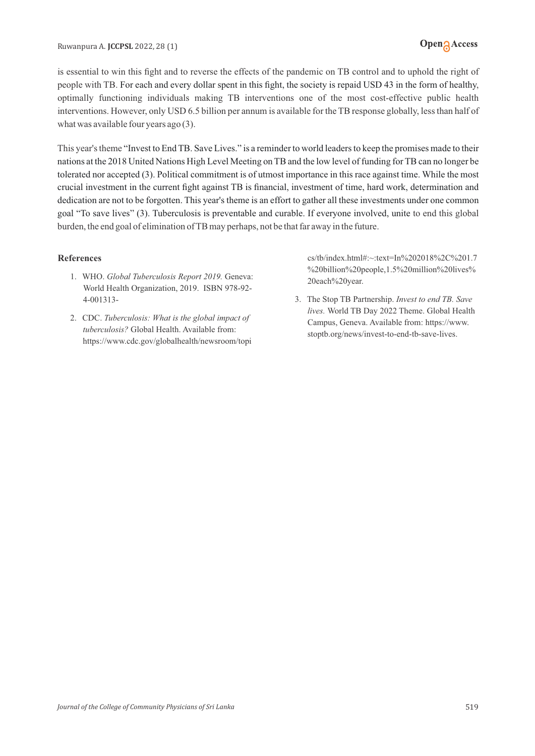is essential to win this fight and to reverse the effects of the pandemic on TB control and to uphold the right of people with TB. For each and every dollar spent in this fight, the society is repaid USD 43 in the form of healthy, optimally functioning individuals making TB interventions one of the most cost-effective public health interventions. However, only USD 6.5 billion per annum is available for the TB response globally, less than half of what was available four years ago (3).

This year's theme "Invest to End TB. Save Lives." is a reminder to world leaders to keep the promises made to their nations at the 2018 United Nations High Level Meeting on TB and the low level of funding for TB can no longer be tolerated nor accepted (3). Political commitment is of utmost importance in this race against time. While the most crucial investment in the current fight against TB is financial, investment of time, hard work, determination and dedication are not to be forgotten. This year's theme is an effort to gather all these investments under one common goal "To save lives" (3). Tuberculosis is preventable and curable. If everyone involved, unite to end this global burden, the end goal of elimination of TB may perhaps, not be that far away in the future.

## References

1. WHO. *Global Tuberculosis Report 2019.* Geneva: World Health Organization, 2019. ISBN 978-92-4-001313-
2. CDC. *Tuberculosis: What is the global impact of tuberculosis?* Global Health. Available from: https://www.cdc.gov/globalhealth/newsroom/topics/tb/index.html#:~:text=In%202018%2C%201.7%20billion%20people,1.5%20million%20lives%20each%20year.
3. The Stop TB Partnership. *Invest to end TB. Save lives.* World TB Day 2022 Theme. Global Health Campus, Geneva. Available from: https://www.stoptb.org/news/invest-to-end-tb-save-lives.